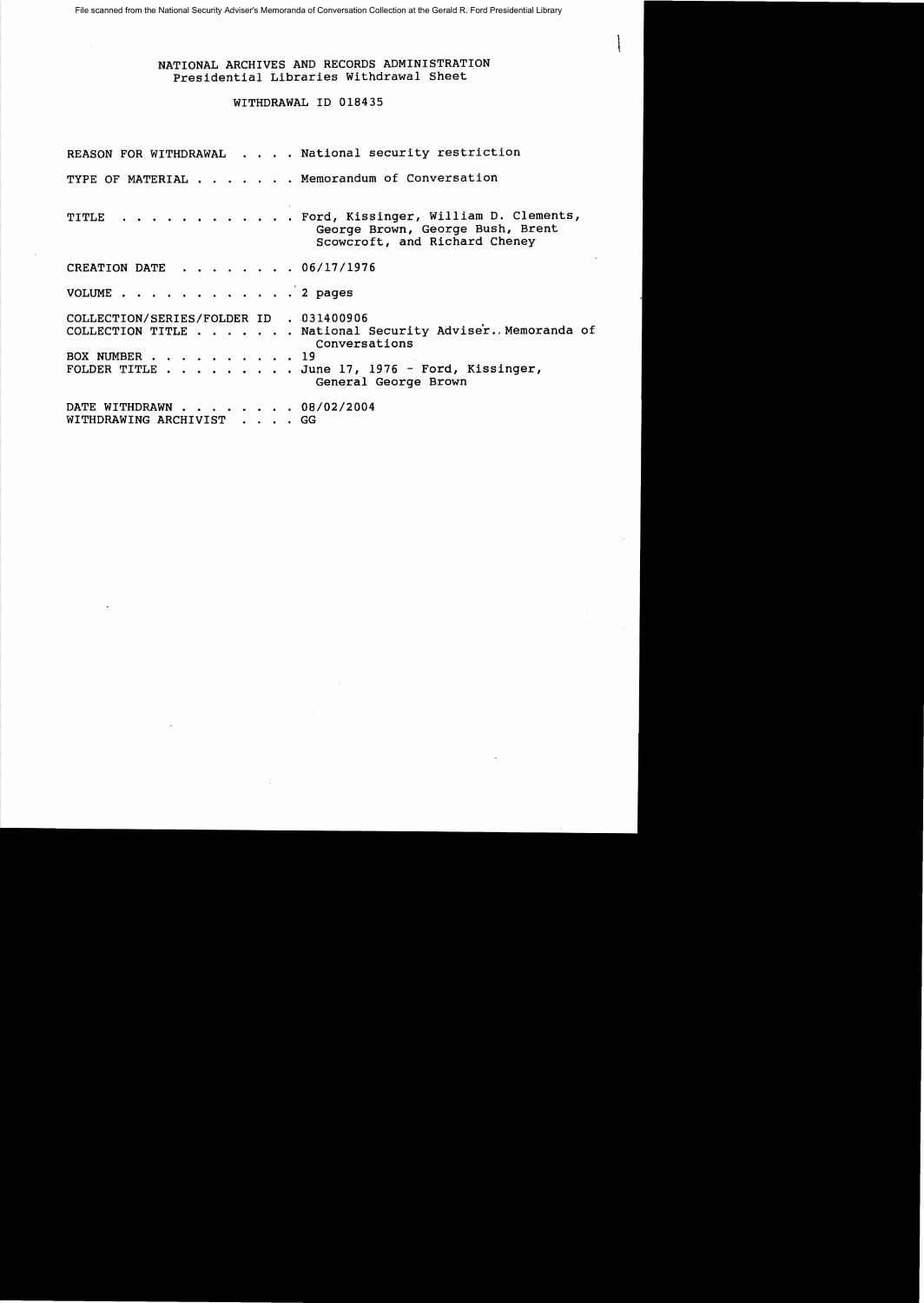File scanned from the National Security Adviser's Memoranda of Conversation Collection at the Gerald R. Ford Presidential Library

NATIONAL ARCHIVES AND RECORDS ADMINISTRATION
Presidential Libraries Withdrawal Sheet

WITHDRAWAL ID 018435

| | |
|---|---|
| REASON FOR WITHDRAWAL . . . . | National security restriction |
| TYPE OF MATERIAL . . . . . . . | Memorandum of Conversation |
| TITLE . . . . . . . . . . . . | Ford, Kissinger, William D. Clements, George Brown, George Bush, Brent Scowcroft, and Richard Cheney |
| CREATION DATE . . . . . . . . | 06/17/1976 |
| VOLUME . . . . . . . . . . . . | 2 pages |
| COLLECTION/SERIES/FOLDER ID . | 031400906 |
| COLLECTION TITLE . . . . . . . | National Security Adviser. Memoranda of Conversations |
| BOX NUMBER . . . . . . . . . . | 19 |
| FOLDER TITLE . . . . . . . . . | June 17, 1976 - Ford, Kissinger, General George Brown |
| DATE WITHDRAWN . . . . . . . . | 08/02/2004 |
| WITHDRAWING ARCHIVIST . . . . | GG |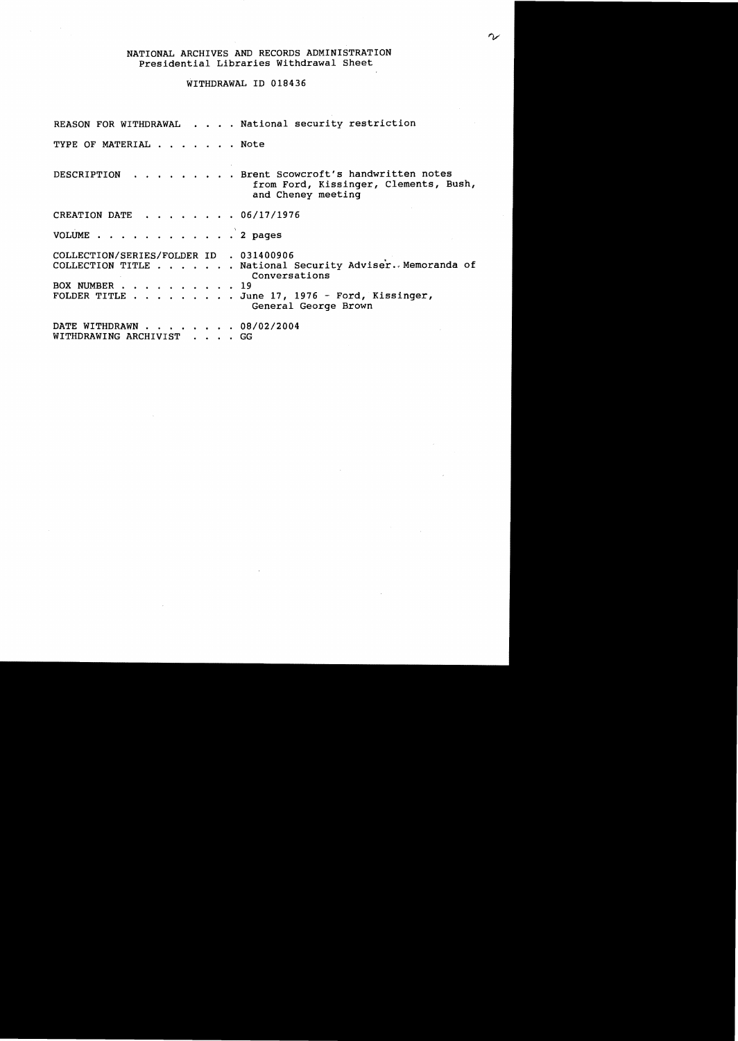NATIONAL ARCHIVES AND RECORDS ADMINISTRATION
Presidential Libraries Withdrawal Sheet

WITHDRAWAL ID 018436

REASON FOR WITHDRAWAL . . . . National security restriction

TYPE OF MATERIAL . . . . . . . Note

DESCRIPTION . . . . . . . . . Brent Scowcroft's handwritten notes from Ford, Kissinger, Clements, Bush, and Cheney meeting

CREATION DATE . . . . . . . . 06/17/1976

VOLUME . . . . . . . . . . . . 2 pages

COLLECTION/SERIES/FOLDER ID . 031400906
COLLECTION TITLE . . . . . . . National Security Adviser. Memoranda of Conversations
BOX NUMBER . . . . . . . . . . 19
FOLDER TITLE . . . . . . . . . June 17, 1976 - Ford, Kissinger, General George Brown

DATE WITHDRAWN . . . . . . . . 08/02/2004
WITHDRAWING ARCHIVIST . . . . GG